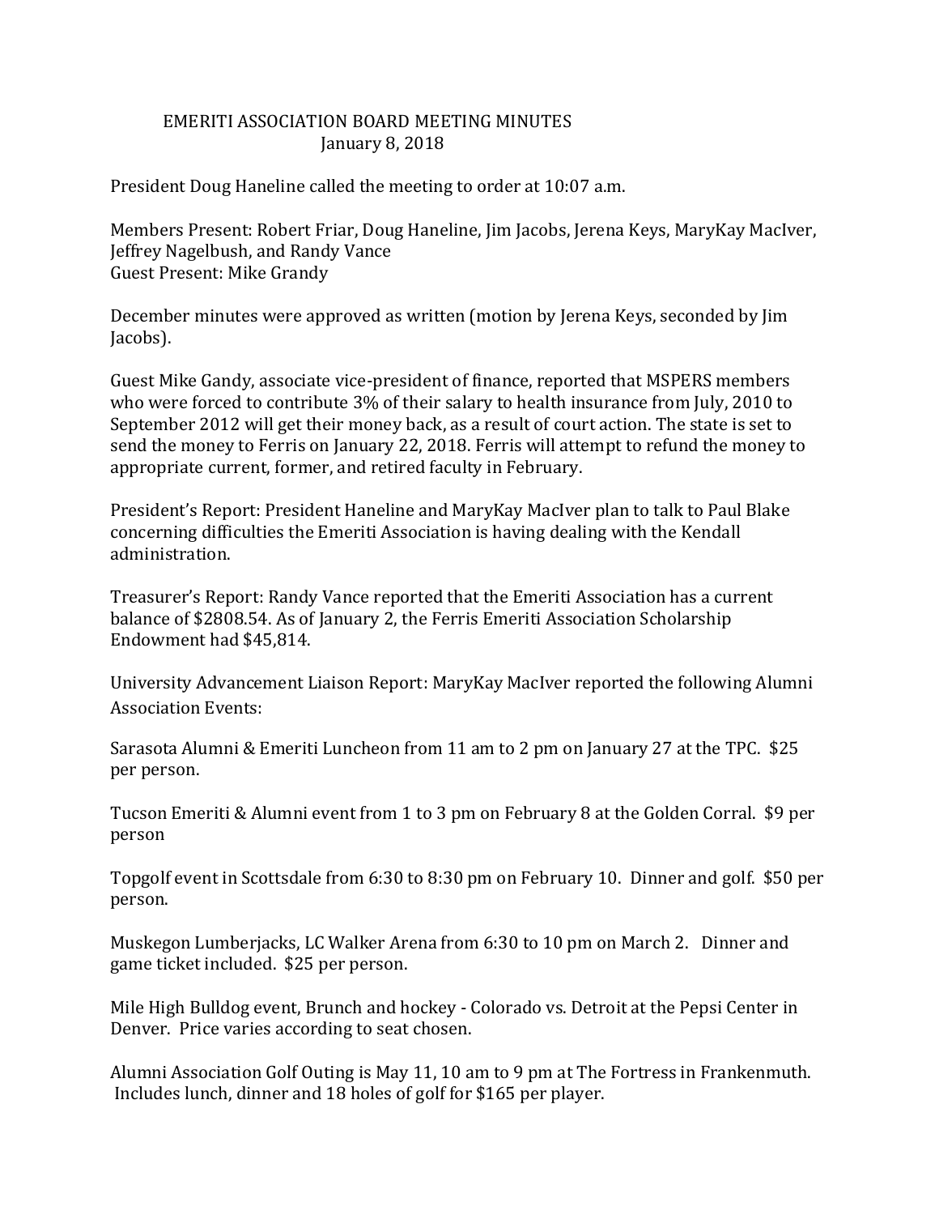# EMERITI ASSOCIATION BOARD MEETING MINUTES
## January 8, 2018

President Doug Haneline called the meeting to order at 10:07 a.m.

Members Present: Robert Friar, Doug Haneline, Jim Jacobs, Jerena Keys, MaryKay MacIver, Jeffrey Nagelbush, and Randy Vance
Guest Present: Mike Grandy

December minutes were approved as written (motion by Jerena Keys, seconded by Jim Jacobs).

Guest Mike Gandy, associate vice-president of finance, reported that MSPERS members who were forced to contribute 3% of their salary to health insurance from July, 2010 to September 2012 will get their money back, as a result of court action. The state is set to send the money to Ferris on January 22, 2018. Ferris will attempt to refund the money to appropriate current, former, and retired faculty in February.

President's Report: President Haneline and MaryKay MacIver plan to talk to Paul Blake concerning difficulties the Emeriti Association is having dealing with the Kendall administration.

Treasurer's Report: Randy Vance reported that the Emeriti Association has a current balance of $2808.54. As of January 2, the Ferris Emeriti Association Scholarship Endowment had $45,814.

University Advancement Liaison Report: MaryKay MacIver reported the following Alumni Association Events:

Sarasota Alumni & Emeriti Luncheon from 11 am to 2 pm on January 27 at the TPC. $25 per person.

Tucson Emeriti & Alumni event from 1 to 3 pm on February 8 at the Golden Corral. $9 per person

Topgolf event in Scottsdale from 6:30 to 8:30 pm on February 10. Dinner and golf. $50 per person.

Muskegon Lumberjacks, LC Walker Arena from 6:30 to 10 pm on March 2. Dinner and game ticket included. $25 per person.

Mile High Bulldog event, Brunch and hockey - Colorado vs. Detroit at the Pepsi Center in Denver. Price varies according to seat chosen.

Alumni Association Golf Outing is May 11, 10 am to 9 pm at The Fortress in Frankenmuth. Includes lunch, dinner and 18 holes of golf for $165 per player.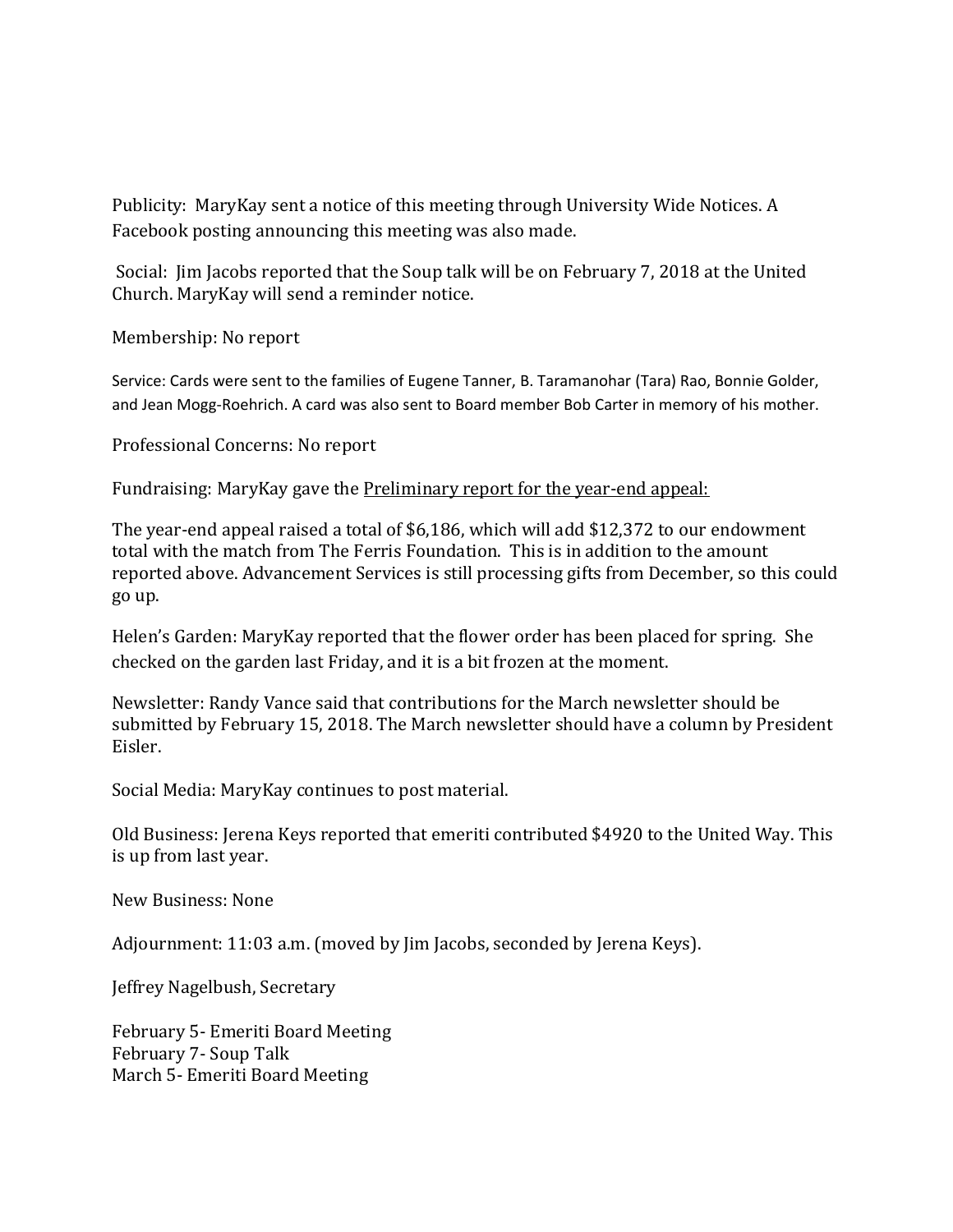Publicity: MaryKay sent a notice of this meeting through University Wide Notices. A Facebook posting announcing this meeting was also made.

Social: Jim Jacobs reported that the Soup talk will be on February 7, 2018 at the United Church. MaryKay will send a reminder notice.

Membership: No report

Service: Cards were sent to the families of Eugene Tanner, B. Taramanohar (Tara) Rao, Bonnie Golder, and Jean Mogg-Roehrich. A card was also sent to Board member Bob Carter in memory of his mother.

Professional Concerns: No report

Fundraising: MaryKay gave the <u>Preliminary report for the year-end appeal:</u>

The year-end appeal raised a total of $6,186, which will add $12,372 to our endowment total with the match from The Ferris Foundation. This is in addition to the amount reported above. Advancement Services is still processing gifts from December, so this could go up.

Helen's Garden: MaryKay reported that the flower order has been placed for spring. She checked on the garden last Friday, and it is a bit frozen at the moment.

Newsletter: Randy Vance said that contributions for the March newsletter should be submitted by February 15, 2018. The March newsletter should have a column by President Eisler.

Social Media: MaryKay continues to post material.

Old Business: Jerena Keys reported that emeriti contributed $4920 to the United Way. This is up from last year.

New Business: None

Adjournment: 11:03 a.m. (moved by Jim Jacobs, seconded by Jerena Keys).

Jeffrey Nagelbush, Secretary

February 5- Emeriti Board Meeting
February 7- Soup Talk
March 5- Emeriti Board Meeting